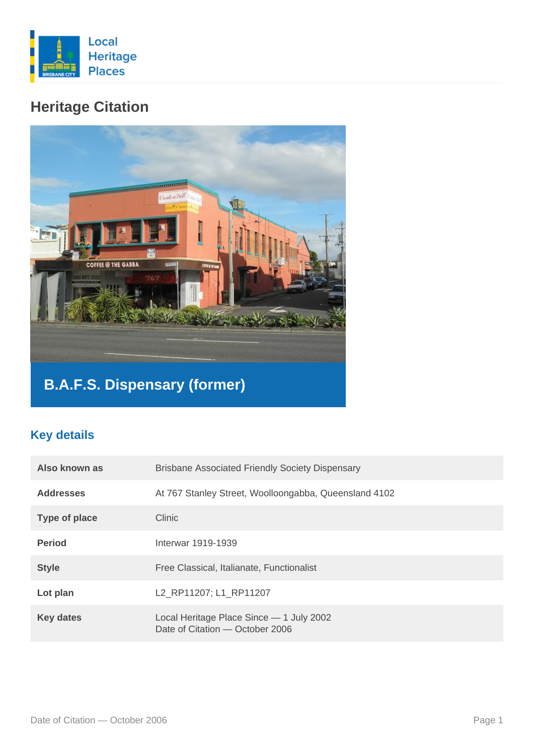Local Heritage Places

# Heritage Citation

## B.A.F.S. Dispensary (former)

### Key details

| | |
|---|---|
| **Also known as** | Brisbane Associated Friendly Society Dispensary |
| **Addresses** | At 767 Stanley Street, Woolloongabba, Queensland 4102 |
| **Type of place** | Clinic |
| **Period** | Interwar 1919-1939 |
| **Style** | Free Classical, Italianate, Functionalist |
| **Lot plan** | L2_RP11207; L1_RP11207 |
| **Key dates** | Local Heritage Place Since — 1 July 2002<br>Date of Citation — October 2006 |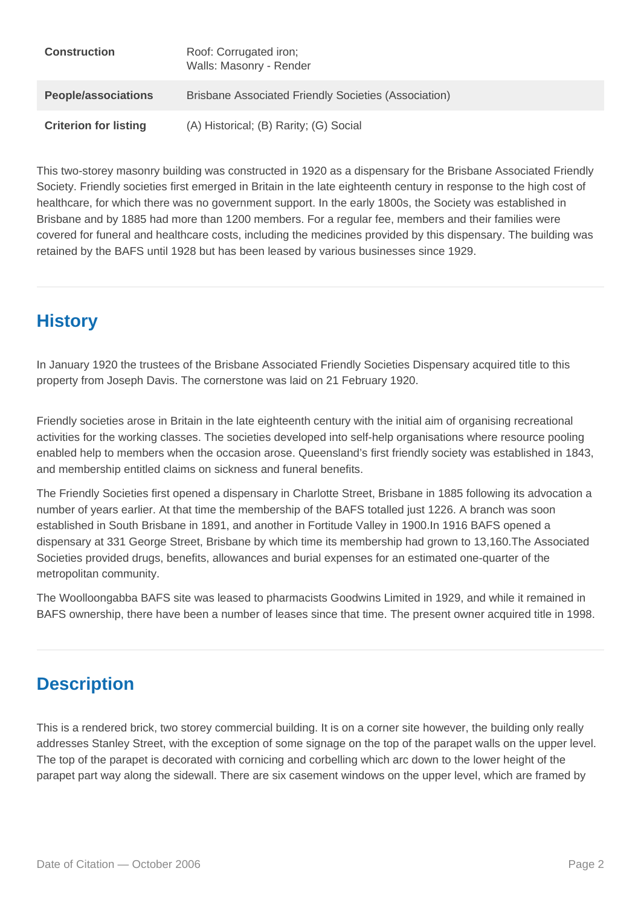| | |
|---|---|
| **Construction** | Roof: Corrugated iron;<br>Walls: Masonry - Render |
| **People/associations** | Brisbane Associated Friendly Societies (Association) |
| **Criterion for listing** | (A) Historical; (B) Rarity; (G) Social |

This two-storey masonry building was constructed in 1920 as a dispensary for the Brisbane Associated Friendly Society. Friendly societies first emerged in Britain in the late eighteenth century in response to the high cost of healthcare, for which there was no government support. In the early 1800s, the Society was established in Brisbane and by 1885 had more than 1200 members. For a regular fee, members and their families were covered for funeral and healthcare costs, including the medicines provided by this dispensary. The building was retained by the BAFS until 1928 but has been leased by various businesses since 1929.

## History

In January 1920 the trustees of the Brisbane Associated Friendly Societies Dispensary acquired title to this property from Joseph Davis. The cornerstone was laid on 21 February 1920.

Friendly societies arose in Britain in the late eighteenth century with the initial aim of organising recreational activities for the working classes. The societies developed into self-help organisations where resource pooling enabled help to members when the occasion arose. Queensland's first friendly society was established in 1843, and membership entitled claims on sickness and funeral benefits.

The Friendly Societies first opened a dispensary in Charlotte Street, Brisbane in 1885 following its advocation a number of years earlier. At that time the membership of the BAFS totalled just 1226. A branch was soon established in South Brisbane in 1891, and another in Fortitude Valley in 1900.In 1916 BAFS opened a dispensary at 331 George Street, Brisbane by which time its membership had grown to 13,160.The Associated Societies provided drugs, benefits, allowances and burial expenses for an estimated one-quarter of the metropolitan community.

The Woolloongabba BAFS site was leased to pharmacists Goodwins Limited in 1929, and while it remained in BAFS ownership, there have been a number of leases since that time. The present owner acquired title in 1998.

## Description

This is a rendered brick, two storey commercial building. It is on a corner site however, the building only really addresses Stanley Street, with the exception of some signage on the top of the parapet walls on the upper level. The top of the parapet is decorated with cornicing and corbelling which arc down to the lower height of the parapet part way along the sidewall. There are six casement windows on the upper level, which are framed by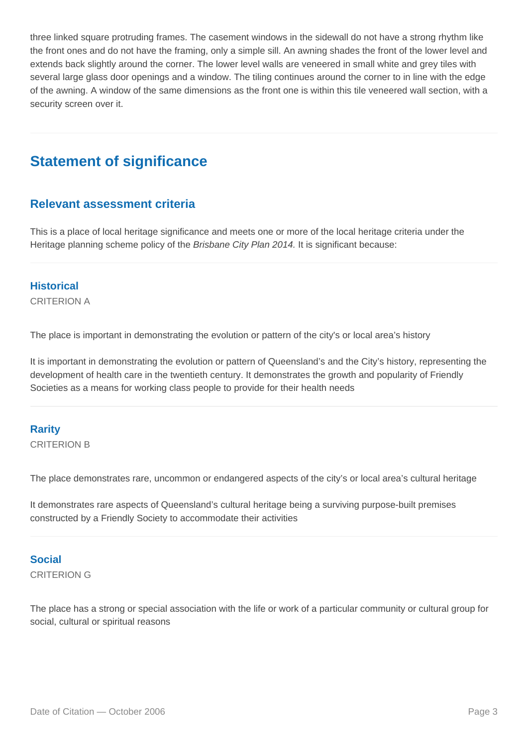three linked square protruding frames. The casement windows in the sidewall do not have a strong rhythm like the front ones and do not have the framing, only a simple sill. An awning shades the front of the lower level and extends back slightly around the corner. The lower level walls are veneered in small white and grey tiles with several large glass door openings and a window. The tiling continues around the corner to in line with the edge of the awning. A window of the same dimensions as the front one is within this tile veneered wall section, with a security screen over it.

## Statement of significance

### Relevant assessment criteria

This is a place of local heritage significance and meets one or more of the local heritage criteria under the Heritage planning scheme policy of the *Brisbane City Plan 2014.* It is significant because:

#### Historical

CRITERION A

The place is important in demonstrating the evolution or pattern of the city's or local area's history

It is important in demonstrating the evolution or pattern of Queensland's and the City's history, representing the development of health care in the twentieth century. It demonstrates the growth and popularity of Friendly Societies as a means for working class people to provide for their health needs

#### Rarity

CRITERION B

The place demonstrates rare, uncommon or endangered aspects of the city's or local area's cultural heritage

It demonstrates rare aspects of Queensland's cultural heritage being a surviving purpose-built premises constructed by a Friendly Society to accommodate their activities

#### Social

CRITERION G

The place has a strong or special association with the life or work of a particular community or cultural group for social, cultural or spiritual reasons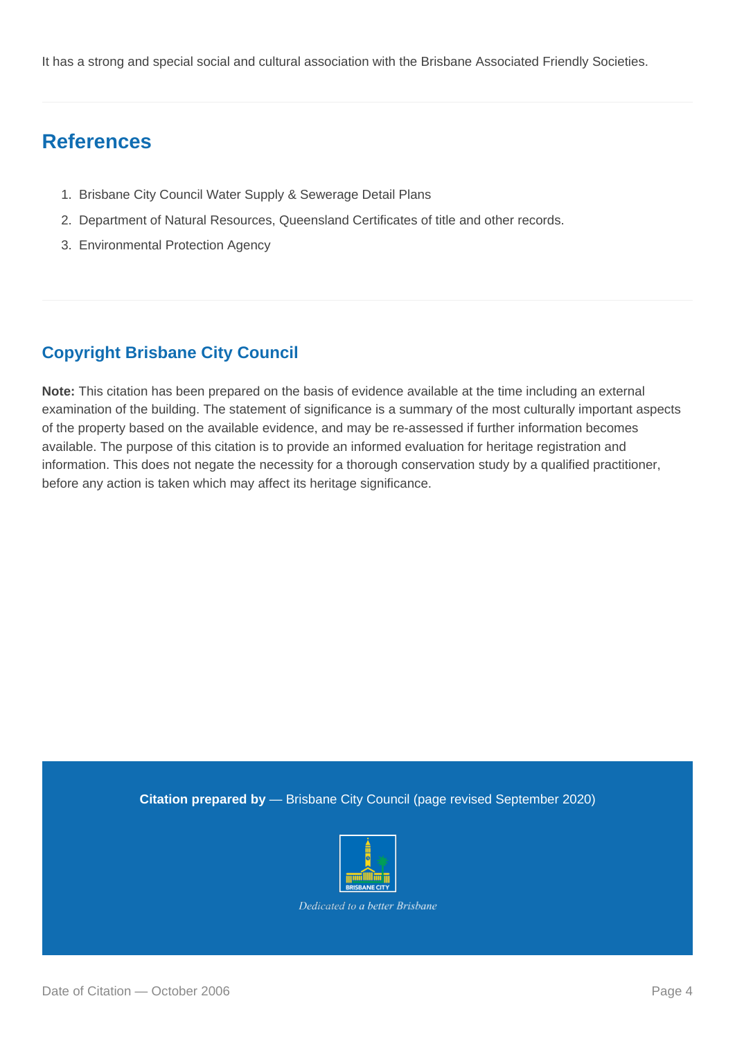It has a strong and special social and cultural association with the Brisbane Associated Friendly Societies.

## References

1. Brisbane City Council Water Supply & Sewerage Detail Plans
2. Department of Natural Resources, Queensland Certificates of title and other records.
3. Environmental Protection Agency

### Copyright Brisbane City Council

**Note:** This citation has been prepared on the basis of evidence available at the time including an external examination of the building. The statement of significance is a summary of the most culturally important aspects of the property based on the available evidence, and may be re-assessed if further information becomes available. The purpose of this citation is to provide an informed evaluation for heritage registration and information. This does not negate the necessity for a thorough conservation study by a qualified practitioner, before any action is taken which may affect its heritage significance.

**Citation prepared by** — Brisbane City Council (page revised September 2020)

BRISBANE CITY

*Dedicated to a better Brisbane*

Date of Citation — October 2006